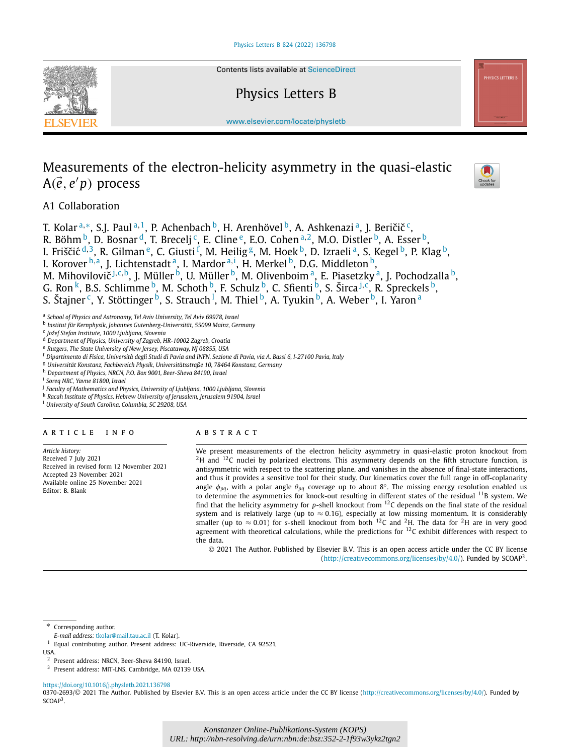# Measurements of the electron-helicity asymmetry in the quasi-elastic $A(\vec{e}, e'p)$ process

A1 Collaboration

T. Kolar [a,*], S.J. Paul [a,1], P. Achenbach [b], H. Arenhövel [b], A. Ashkenazi [a], J. Beričič [c], R. Böhm [b], D. Bosnar [d], T. Brecelj [c], E. Cline [e], E.O. Cohen [a,2], M.O. Distler [b], A. Esser [b], I. Friščić [d,3], R. Gilman [e], C. Giusti [f], M. Heilig [g], M. Hoek [b], D. Izraeli [a], S. Kegel [b], P. Klag [b], I. Korover [h,a], J. Lichtenstadt [a], I. Mardor [a,i], H. Merkel [b], D.G. Middleton [b], M. Mihovilovič [j,c,b], J. Müller [b], U. Müller [b], M. Olivenboim [a], E. Piasetzky [a], J. Pochodzalla [b], G. Ron [k], B.S. Schlimme [b], M. Schoth [b], F. Schulz [b], C. Sfienti [b], S. Širca [j,c], R. Spreckels [b], S. Štajner [c], Y. Stöttinger [b], S. Strauch [l], M. Thiel [b], A. Tyukin [b], A. Weber [b], I. Yaron [a]

[a] School of Physics and Astronomy, Tel Aviv University, Tel Aviv 69978, Israel
[b] Institut für Kernphysik, Johannes Gutenberg-Universität, 55099 Mainz, Germany
[c] Jožef Stefan Institute, 1000 Ljubljana, Slovenia
[d] Department of Physics, University of Zagreb, HR-10002 Zagreb, Croatia
[e] Rutgers, The State University of New Jersey, Piscataway, NJ 08855, USA
[f] Dipartimento di Fisica, Università degli Studi di Pavia and INFN, Sezione di Pavia, via A. Bassi 6, I-27100 Pavia, Italy
[g] Universität Konstanz, Fachbereich Physik, Universitätsstraße 10, 78464 Konstanz, Germany
[h] Department of Physics, NRCN, P.O. Box 9001, Beer-Sheva 84190, Israel
[i] Soreq NRC, Yavne 81800, Israel
[j] Faculty of Mathematics and Physics, University of Ljubljana, 1000 Ljubljana, Slovenia
[k] Racah Institute of Physics, Hebrew University of Jerusalem, Jerusalem 91904, Israel
[l] University of South Carolina, Columbia, SC 29208, USA

## ARTICLE INFO

*Article history:*
Received 7 July 2021
Received in revised form 12 November 2021
Accepted 23 November 2021
Available online 25 November 2021
Editor: B. Blank

## ABSTRACT

We present measurements of the electron helicity asymmetry in quasi-elastic proton knockout from $^{2}$H and $^{12}$C nuclei by polarized electrons. This asymmetry depends on the fifth structure function, is antisymmetric with respect to the scattering plane, and vanishes in the absence of final-state interactions, and thus it provides a sensitive tool for their study. Our kinematics cover the full range in off-coplanarity angle $\phi_{pq}$, with a polar angle $\theta_{pq}$ coverage up to about 8°. The missing energy resolution enabled us to determine the asymmetries for knock-out resulting in different states of the residual $^{11}$B system. We find that the helicity asymmetry for $p$-shell knockout from $^{12}$C depends on the final state of the residual system and is relatively large (up to $\approx 0.16$), especially at low missing momentum. It is considerably smaller (up to $\approx 0.01$) for $s$-shell knockout from both $^{12}$C and $^{2}$H. The data for $^{2}$H are in very good agreement with theoretical calculations, while the predictions for $^{12}$C exhibit differences with respect to the data.

© 2021 The Author. Published by Elsevier B.V. This is an open access article under the CC BY license (http://creativecommons.org/licenses/by/4.0/). Funded by SCOAP[3].

\* Corresponding author.
*E-mail address:* tkolar@mail.tau.ac.il (T. Kolar).
[1] Equal contributing author. Present address: UC-Riverside, Riverside, CA 92521, USA.
[2] Present address: NRCN, Beer-Sheva 84190, Israel.
[3] Present address: MIT-LNS, Cambridge, MA 02139 USA.

https://doi.org/10.1016/j.physletb.2021.136798
0370-2693/© 2021 The Author. Published by Elsevier B.V. This is an open access article under the CC BY license (http://creativecommons.org/licenses/by/4.0/). Funded by SCOAP[3].

*Konstanzer Online-Publikations-System (KOPS)*
*URL: http://nbn-resolving.de/urn:nbn:de:bsz:352-2-1f93w3ykz2tgn2*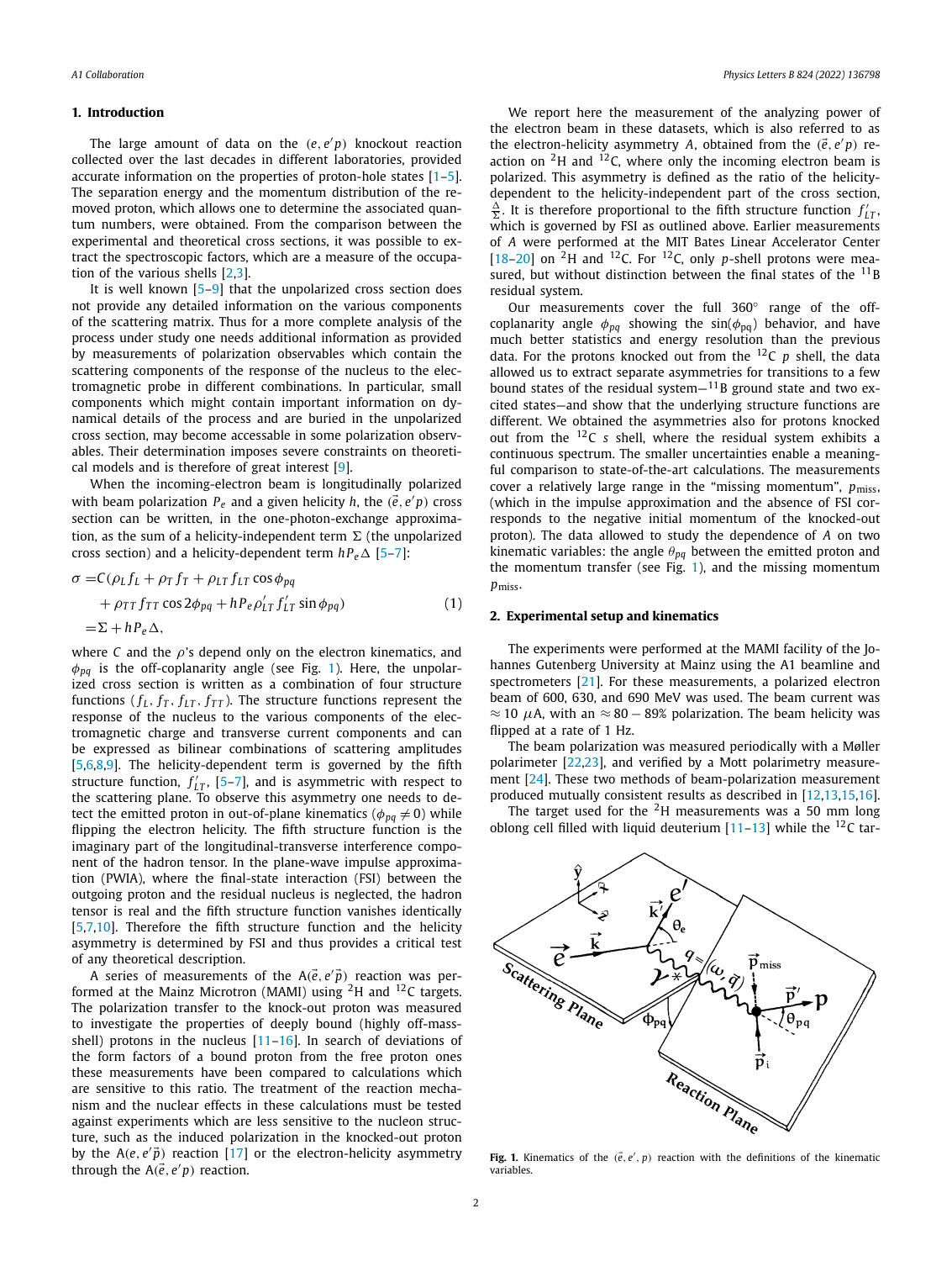## 1. Introduction

The large amount of data on the $(e, e'p)$ knockout reaction collected over the last decades in different laboratories, provided accurate information on the properties of proton-hole states [1–5]. The separation energy and the momentum distribution of the removed proton, which allows one to determine the associated quantum numbers, were obtained. From the comparison between the experimental and theoretical cross sections, it was possible to extract the spectroscopic factors, which are a measure of the occupation of the various shells [2,3].

It is well known [5–9] that the unpolarized cross section does not provide any detailed information on the various components of the scattering matrix. Thus for a more complete analysis of the process under study one needs additional information as provided by measurements of polarization observables which contain the scattering components of the response of the nucleus to the electromagnetic probe in different combinations. In particular, small components which might contain important information on dynamical details of the process and are buried in the unpolarized cross section, may become accessable in some polarization observables. Their determination imposes severe constraints on theoretical models and is therefore of great interest [9].

When the incoming-electron beam is longitudinally polarized with beam polarization $P_e$ and a given helicity $h$, the $(\vec{e}, e'p)$ cross section can be written, in the one-photon-exchange approximation, as the sum of a helicity-independent term $\Sigma$ (the unpolarized cross section) and a helicity-dependent term $hP_e\Delta$ [5–7]:

$$
\begin{aligned}
\sigma =& C(\rho_L f_L + \rho_T f_T + \rho_{LT} f_{LT} \cos\phi_{pq} \\
&+ \rho_{TT} f_{TT} \cos 2\phi_{pq} + hP_e \rho'_{LT} f'_{LT} \sin\phi_{pq}) \\
=& \Sigma + hP_e\Delta,
\end{aligned}
\tag{1}
$$

where $C$ and the $\rho$'s depend only on the electron kinematics, and $\phi_{pq}$ is the off-coplanarity angle (see Fig. 1). Here, the unpolarized cross section is written as a combination of four structure functions ($f_L, f_T, f_{LT}, f_{TT}$). The structure functions represent the response of the nucleus to the various components of the electromagnetic charge and transverse current components and can be expressed as bilinear combinations of scattering amplitudes [5,6,8,9]. The helicity-dependent term is governed by the fifth structure function, $f'_{LT}$, [5–7], and is asymmetric with respect to the scattering plane. To observe this asymmetry one needs to detect the emitted proton in out-of-plane kinematics ($\phi_{pq} \neq 0$) while flipping the electron helicity. The fifth structure function is the imaginary part of the longitudinal-transverse interference component of the hadron tensor. In the plane-wave impulse approximation (PWIA), where the final-state interaction (FSI) between the outgoing proton and the residual nucleus is neglected, the hadron tensor is real and the fifth structure function vanishes identically [5,7,10]. Therefore the fifth structure function and the helicity asymmetry is determined by FSI and thus provides a critical test of any theoretical description.

A series of measurements of the $\mathrm{A}(\vec{e}, e'\vec{p})$ reaction was performed at the Mainz Microtron (MAMI) using $^2$H and $^{12}$C targets. The polarization transfer to the knock-out proton was measured to investigate the properties of deeply bound (highly off-mass-shell) protons in the nucleus [11–16]. In search of deviations of the form factors of a bound proton from the free proton ones these measurements have been compared to calculations which are sensitive to this ratio. The treatment of the reaction mechanism and the nuclear effects in these calculations must be tested against experiments which are less sensitive to the nucleon structure, such as the induced polarization in the knocked-out proton by the $\mathrm{A}(e, e'\vec{p})$ reaction [17] or the electron-helicity asymmetry through the $\mathrm{A}(\vec{e}, e'p)$ reaction.

We report here the measurement of the analyzing power of the electron beam in these datasets, which is also referred to as the electron-helicity asymmetry $A$, obtained from the $(\vec{e}, e'p)$ reaction on $^2$H and $^{12}$C, where only the incoming electron beam is polarized. This asymmetry is defined as the ratio of the helicity-dependent to the helicity-independent part of the cross section, $\frac{\Delta}{\Sigma}$. It is therefore proportional to the fifth structure function $f'_{LT}$, which is governed by FSI as outlined above. Earlier measurements of $A$ were performed at the MIT Bates Linear Accelerator Center [18–20] on $^2$H and $^{12}$C. For $^{12}$C, only $p$-shell protons were measured, but without distinction between the final states of the $^{11}$B residual system.

Our measurements cover the full 360° range of the off-coplanarity angle $\phi_{pq}$ showing the $\sin(\phi_{pq})$ behavior, and have much better statistics and energy resolution than the previous data. For the protons knocked out from the $^{12}$C $p$ shell, the data allowed us to extract separate asymmetries for transitions to a few bound states of the residual system—$^{11}$B ground state and two excited states—and show that the underlying structure functions are different. We obtained the asymmetries also for protons knocked out from the $^{12}$C $s$ shell, where the residual system exhibits a continuous spectrum. The smaller uncertainties enable a meaningful comparison to state-of-the-art calculations. The measurements cover a relatively large range in the "missing momentum", $p_{\mathrm{miss}}$, (which in the impulse approximation and the absence of FSI corresponds to the negative initial momentum of the knocked-out proton). The data allowed to study the dependence of $A$ on two kinematic variables: the angle $\theta_{pq}$ between the emitted proton and the momentum transfer (see Fig. 1), and the missing momentum $p_{\mathrm{miss}}$.

## 2. Experimental setup and kinematics

The experiments were performed at the MAMI facility of the Johannes Gutenberg University at Mainz using the A1 beamline and spectrometers [21]. For these measurements, a polarized electron beam of 600, 630, and 690 MeV was used. The beam current was $\approx 10$ $\mu$A, with an $\approx 80 - 89\%$ polarization. The beam helicity was flipped at a rate of 1 Hz.

The beam polarization was measured periodically with a Møller polarimeter [22,23], and verified by a Mott polarimetry measurement [24]. These two methods of beam-polarization measurement produced mutually consistent results as described in [12,13,15,16].

The target used for the $^2$H measurements was a 50 mm long oblong cell filled with liquid deuterium [11–13] while the $^{12}$C tar-

**Fig. 1.** Kinematics of the $(\vec{e}, e', p)$ reaction with the definitions of the kinematic variables.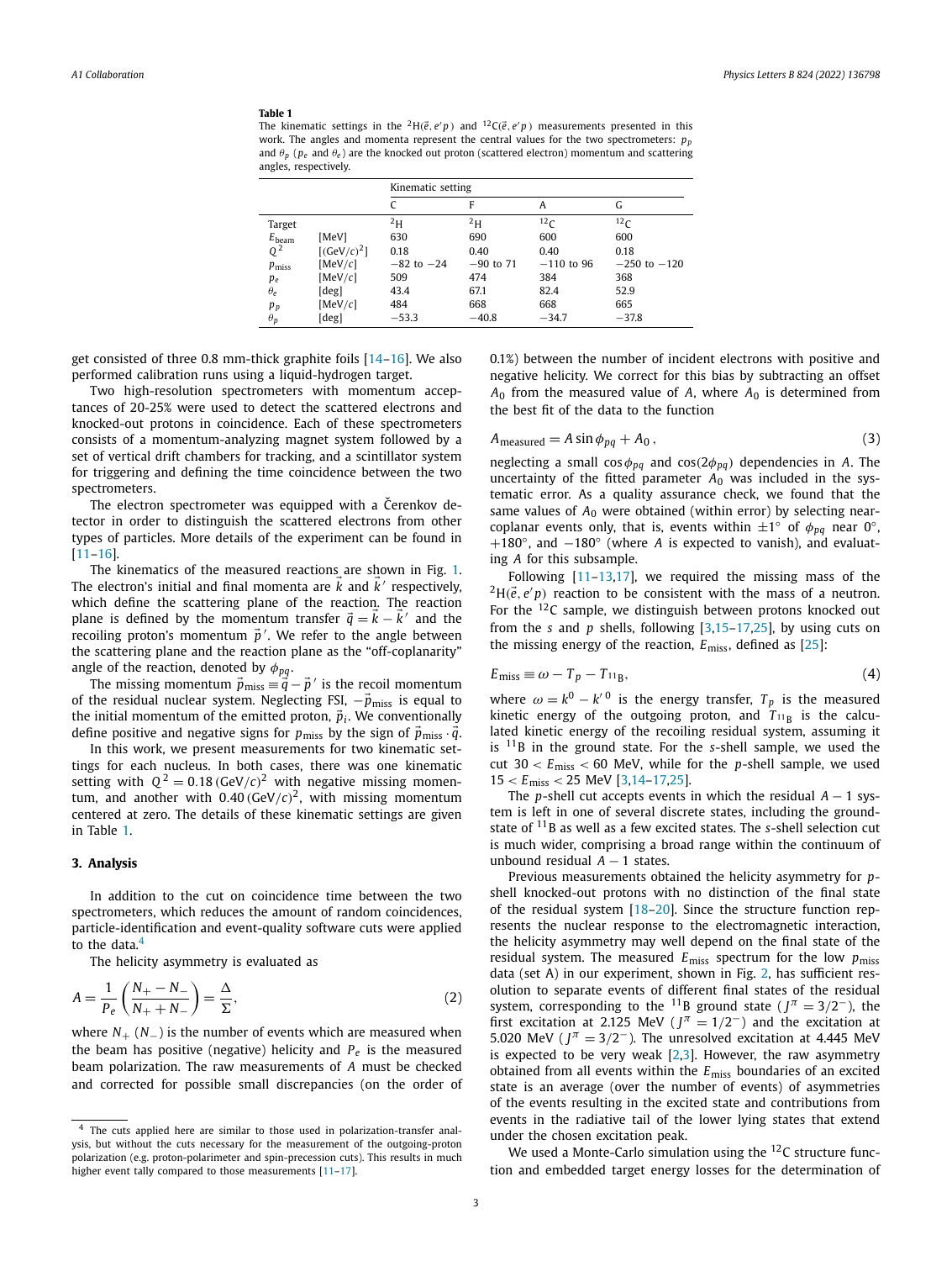**Table 1**
The kinematic settings in the $^2$H($\vec{e}, e'p$) and $^{12}$C($\vec{e}, e'p$) measurements presented in this work. The angles and momenta represent the central values for the two spectrometers: $p_p$ and $\theta_p$ ($p_e$ and $\theta_e$) are the knocked out proton (scattered electron) momentum and scattering angles, respectively.

| | | Kinematic setting | | | |
|---|---|---|---|---|---|
| | | C | F | A | G |
| Target | | $^2$H | $^2$H | $^{12}$C | $^{12}$C |
| $E_{\text{beam}}$ | [MeV] | 630 | 690 | 600 | 600 |
| $Q^2$ | [(GeV/$c$)$^2$] | 0.18 | 0.40 | 0.40 | 0.18 |
| $p_{\text{miss}}$ | [MeV/$c$] | −82 to −24 | −90 to 71 | −110 to 96 | −250 to −120 |
| $p_e$ | [MeV/$c$] | 509 | 474 | 384 | 368 |
| $\theta_e$ | [deg] | 43.4 | 67.1 | 82.4 | 52.9 |
| $p_p$ | [MeV/$c$] | 484 | 668 | 668 | 665 |
| $\theta_p$ | [deg] | −53.3 | −40.8 | −34.7 | −37.8 |

get consisted of three 0.8 mm-thick graphite foils [14–16]. We also performed calibration runs using a liquid-hydrogen target.

Two high-resolution spectrometers with momentum acceptances of 20-25% were used to detect the scattered electrons and knocked-out protons in coincidence. Each of these spectrometers consists of a momentum-analyzing magnet system followed by a set of vertical drift chambers for tracking, and a scintillator system for triggering and defining the time coincidence between the two spectrometers.

The electron spectrometer was equipped with a Čerenkov detector in order to distinguish the scattered electrons from other types of particles. More details of the experiment can be found in [11–16].

The kinematics of the measured reactions are shown in Fig. 1. The electron's initial and final momenta are $\vec{k}$ and $\vec{k}'$ respectively, which define the scattering plane of the reaction. The reaction plane is defined by the momentum transfer $\vec{q} = \vec{k} - \vec{k}'$ and the recoiling proton's momentum $\vec{p}'$. We refer to the angle between the scattering plane and the reaction plane as the "off-coplanarity" angle of the reaction, denoted by $\phi_{pq}$.

The missing momentum $\vec{p}_{\text{miss}} \equiv \vec{q} - \vec{p}'$ is the recoil momentum of the residual nuclear system. Neglecting FSI, $-\vec{p}_{\text{miss}}$ is equal to the initial momentum of the emitted proton, $\vec{p}_i$. We conventionally define positive and negative signs for $p_{\text{miss}}$ by the sign of $\vec{p}_{\text{miss}} \cdot \vec{q}$.

In this work, we present measurements for two kinematic settings for each nucleus. In both cases, there was one kinematic setting with $Q^2 = 0.18\,(\text{GeV}/c)^2$ with negative missing momentum, and another with $0.40\,(\text{GeV}/c)^2$, with missing momentum centered at zero. The details of these kinematic settings are given in Table 1.

## 3. Analysis

In addition to the cut on coincidence time between the two spectrometers, which reduces the amount of random coincidences, particle-identification and event-quality software cuts were applied to the data.[4]

The helicity asymmetry is evaluated as

$$A = \frac{1}{P_e}\left(\frac{N_+ - N_-}{N_+ + N_-}\right) = \frac{\Delta}{\Sigma}, \tag{2}$$

where $N_+$ ($N_-$) is the number of events which are measured when the beam has positive (negative) helicity and $P_e$ is the measured beam polarization. The raw measurements of $A$ must be checked and corrected for possible small discrepancies (on the order of 0.1%) between the number of incident electrons with positive and negative helicity. We correct for this bias by subtracting an offset $A_0$ from the measured value of $A$, where $A_0$ is determined from the best fit of the data to the function

$$A_{\text{measured}} = A \sin\phi_{pq} + A_0\,, \tag{3}$$

neglecting a small $\cos\phi_{pq}$ and $\cos(2\phi_{pq})$ dependencies in $A$. The uncertainty of the fitted parameter $A_0$ was included in the systematic error. As a quality assurance check, we found that the same values of $A_0$ were obtained (within error) by selecting near-coplanar events only, that is, events within $\pm 1^\circ$ of $\phi_{pq}$ near $0^\circ$, $+180^\circ$, and $-180^\circ$ (where $A$ is expected to vanish), and evaluating $A$ for this subsample.

Following [11–13,17], we required the missing mass of the $^2$H($\vec{e}, e'p$) reaction to be consistent with the mass of a neutron. For the $^{12}$C sample, we distinguish between protons knocked out from the $s$ and $p$ shells, following [3,15–17,25], by using cuts on the missing energy of the reaction, $E_{\text{miss}}$, defined as [25]:

$$E_{\text{miss}} \equiv \omega - T_p - T_{^{11}\text{B}}, \tag{4}$$

where $\omega = k^0 - k'^0$ is the energy transfer, $T_p$ is the measured kinetic energy of the outgoing proton, and $T_{^{11}\text{B}}$ is the calculated kinetic energy of the recoiling residual system, assuming it is $^{11}$B in the ground state. For the $s$-shell sample, we used the cut $30 < E_{\text{miss}} < 60$ MeV, while for the $p$-shell sample, we used $15 < E_{\text{miss}} < 25$ MeV [3,14–17,25].

The $p$-shell cut accepts events in which the residual $A-1$ system is left in one of several discrete states, including the ground-state of $^{11}$B as well as a few excited states. The $s$-shell selection cut is much wider, comprising a broad range within the continuum of unbound residual $A-1$ states.

Previous measurements obtained the helicity asymmetry for $p$-shell knocked-out protons with no distinction of the final state of the residual system [18–20]. Since the structure function represents the nuclear response to the electromagnetic interaction, the helicity asymmetry may well depend on the final state of the residual system. The measured $E_{\text{miss}}$ spectrum for the low $p_{\text{miss}}$ data (set A) in our experiment, shown in Fig. 2, has sufficient resolution to separate events of different final states of the residual system, corresponding to the $^{11}$B ground state ($J^\pi = 3/2^-$), the first excitation at 2.125 MeV ($J^\pi = 1/2^-$) and the excitation at 5.020 MeV ($J^\pi = 3/2^-$). The unresolved excitation at 4.445 MeV is expected to be very weak [2,3]. However, the raw asymmetry obtained from all events within the $E_{\text{miss}}$ boundaries of an excited state is an average (over the number of events) of asymmetries of the events resulting in the excited state and contributions from events in the radiative tail of the lower lying states that extend under the chosen excitation peak.

We used a Monte-Carlo simulation using the $^{12}$C structure function and embedded target energy losses for the determination of

[4] The cuts applied here are similar to those used in polarization-transfer analysis, but without the cuts necessary for the measurement of the outgoing-proton polarization (e.g. proton-polarimeter and spin-precession cuts). This results in much higher event tally compared to those measurements [11–17].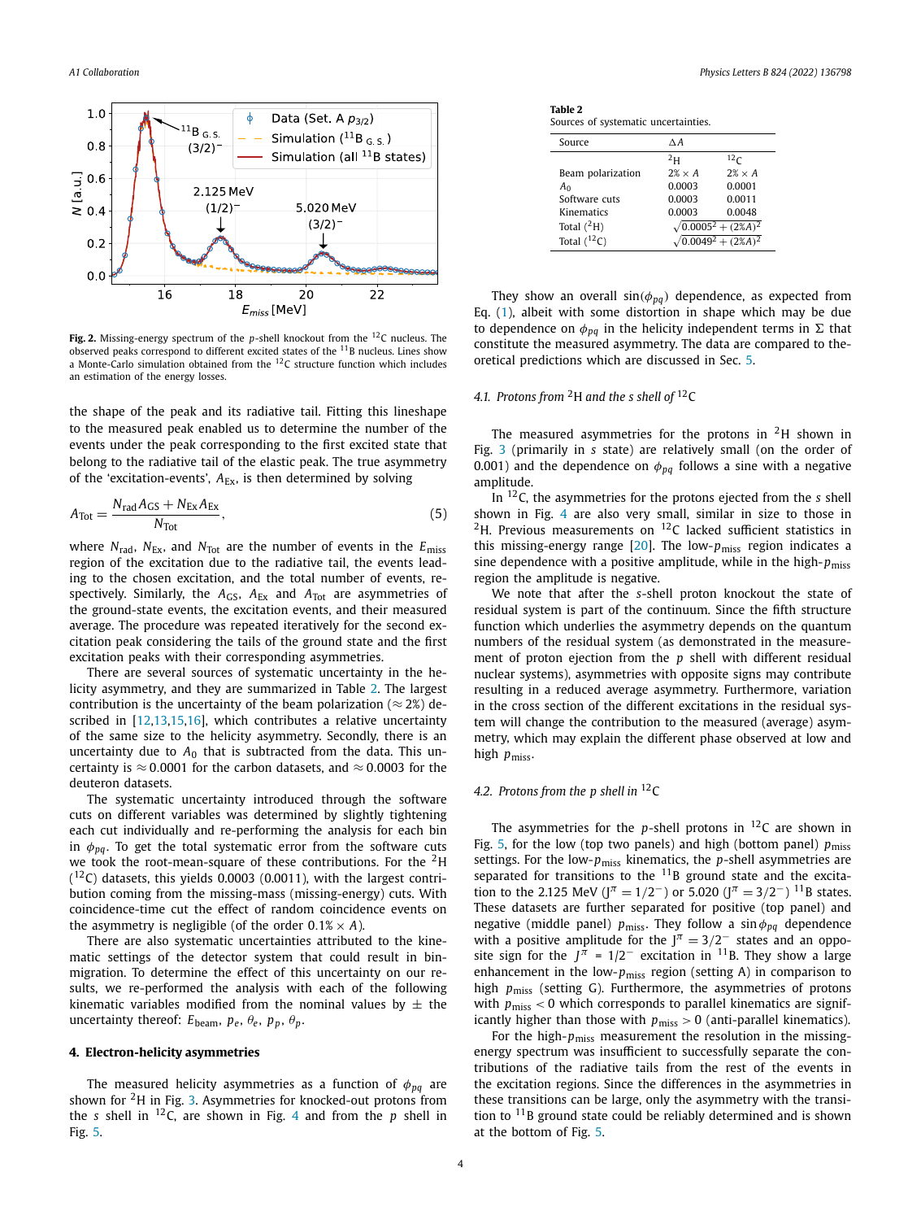Fig. 2. Missing-energy spectrum of the $p$-shell knockout from the $^{12}$C nucleus. The observed peaks correspond to different excited states of the $^{11}$B nucleus. Lines show a Monte-Carlo simulation obtained from the $^{12}$C structure function which includes an estimation of the energy losses.

the shape of the peak and its radiative tail. Fitting this lineshape to the measured peak enabled us to determine the number of the events under the peak corresponding to the first excited state that belong to the radiative tail of the elastic peak. The true asymmetry of the 'excitation-events', $A_{\mathrm{Ex}}$, is then determined by solving

$$A_{\mathrm{Tot}} = \frac{N_{\mathrm{rad}} A_{\mathrm{GS}} + N_{\mathrm{Ex}} A_{\mathrm{Ex}}}{N_{\mathrm{Tot}}}, \tag{5}$$

where $N_{\mathrm{rad}}$, $N_{\mathrm{Ex}}$, and $N_{\mathrm{Tot}}$ are the number of events in the $E_{\mathrm{miss}}$ region of the excitation due to the radiative tail, the events leading to the chosen excitation, and the total number of events, respectively. Similarly, the $A_{\mathrm{GS}}$, $A_{\mathrm{Ex}}$ and $A_{\mathrm{Tot}}$ are asymmetries of the ground-state events, the excitation events, and their measured average. The procedure was repeated iteratively for the second excitation peak considering the tails of the ground state and the first excitation peaks with their corresponding asymmetries.

There are several sources of systematic uncertainty in the helicity asymmetry, and they are summarized in Table 2. The largest contribution is the uncertainty of the beam polarization ($\approx 2\%$) described in [12,13,15,16], which contributes a relative uncertainty of the same size to the helicity asymmetry. Secondly, there is an uncertainty due to $A_0$ that is subtracted from the data. This uncertainty is $\approx 0.0001$ for the carbon datasets, and $\approx 0.0003$ for the deuteron datasets.

The systematic uncertainty introduced through the software cuts on different variables was determined by slightly tightening each cut individually and re-performing the analysis for each bin in $\phi_{pq}$. To get the total systematic error from the software cuts we took the root-mean-square of these contributions. For the $^2$H ($^{12}$C) datasets, this yields 0.0003 (0.0011), with the largest contribution coming from the missing-mass (missing-energy) cuts. With coincidence-time cut the effect of random coincidence events on the asymmetry is negligible (of the order $0.1\% \times A$).

There are also systematic uncertainties attributed to the kinematic settings of the detector system that could result in bin-migration. To determine the effect of this uncertainty on our results, we re-performed the analysis with each of the following kinematic variables modified from the nominal values by $\pm$ the uncertainty thereof: $E_{\mathrm{beam}}$, $p_e$, $\theta_e$, $p_p$, $\theta_p$.

## 4. Electron-helicity asymmetries

The measured helicity asymmetries as a function of $\phi_{pq}$ are shown for $^2$H in Fig. 3. Asymmetries for knocked-out protons from the $s$ shell in $^{12}$C, are shown in Fig. 4 and from the $p$ shell in Fig. 5.

**Table 2**
Sources of systematic uncertainties.

| Source | $\Delta A$ | |
|---|---|---|
| | $^2$H | $^{12}$C |
| Beam polarization | $2\% \times A$ | $2\% \times A$ |
| $A_0$ | 0.0003 | 0.0001 |
| Software cuts | 0.0003 | 0.0011 |
| Kinematics | 0.0003 | 0.0048 |
| Total ($^2$H) | $\sqrt{0.0005^2 + (2\%A)^2}$ | |
| Total ($^{12}$C) | $\sqrt{0.0049^2 + (2\%A)^2}$ | |

They show an overall $\sin(\phi_{pq})$ dependence, as expected from Eq. (1), albeit with some distortion in shape which may be due to dependence on $\phi_{pq}$ in the helicity independent terms in $\Sigma$ that constitute the measured asymmetry. The data are compared to theoretical predictions which are discussed in Sec. 5.

### 4.1. Protons from $^2$H and the $s$ shell of $^{12}$C

The measured asymmetries for the protons in $^2$H shown in Fig. 3 (primarily in $s$ state) are relatively small (on the order of 0.001) and the dependence on $\phi_{pq}$ follows a sine with a negative amplitude.

In $^{12}$C, the asymmetries for the protons ejected from the $s$ shell shown in Fig. 4 are also very small, similar in size to those in $^2$H. Previous measurements on $^{12}$C lacked sufficient statistics in this missing-energy range [20]. The low-$p_{\mathrm{miss}}$ region indicates a sine dependence with a positive amplitude, while in the high-$p_{\mathrm{miss}}$ region the amplitude is negative.

We note that after the $s$-shell proton knockout the state of residual system is part of the continuum. Since the fifth structure function which underlies the asymmetry depends on the quantum numbers of the residual system (as demonstrated in the measurement of proton ejection from the $p$ shell with different residual nuclear systems), asymmetries with opposite signs may contribute resulting in a reduced average asymmetry. Furthermore, variation in the cross section of the different excitations in the residual system will change the contribution to the measured (average) asymmetry, which may explain the different phase observed at low and high $p_{\mathrm{miss}}$.

### 4.2. Protons from the $p$ shell in $^{12}$C

The asymmetries for the $p$-shell protons in $^{12}$C are shown in Fig. 5, for the low (top two panels) and high (bottom panel) $p_{\mathrm{miss}}$ settings. For the low-$p_{\mathrm{miss}}$ kinematics, the $p$-shell asymmetries are separated for transitions to the $^{11}$B ground state and the excitation to the 2.125 MeV ($J^\pi = 1/2^-$) or 5.020 ($J^\pi = 3/2^-$) $^{11}$B states. These datasets are further separated for positive (top panel) and negative (middle panel) $p_{\mathrm{miss}}$. They follow a $\sin\phi_{pq}$ dependence with a positive amplitude for the $J^\pi = 3/2^-$ states and an opposite sign for the $J^\pi = 1/2^-$ excitation in $^{11}$B. They show a large enhancement in the low-$p_{\mathrm{miss}}$ region (setting A) in comparison to high $p_{\mathrm{miss}}$ (setting G). Furthermore, the asymmetries of protons with $p_{\mathrm{miss}} < 0$ which corresponds to parallel kinematics are significantly higher than those with $p_{\mathrm{miss}} > 0$ (anti-parallel kinematics).

For the high-$p_{\mathrm{miss}}$ measurement the resolution in the missing-energy spectrum was insufficient to successfully separate the contributions of the radiative tails from the rest of the events in the excitation regions. Since the differences in the asymmetries in these transitions can be large, only the asymmetry with the transition to $^{11}$B ground state could be reliably determined and is shown at the bottom of Fig. 5.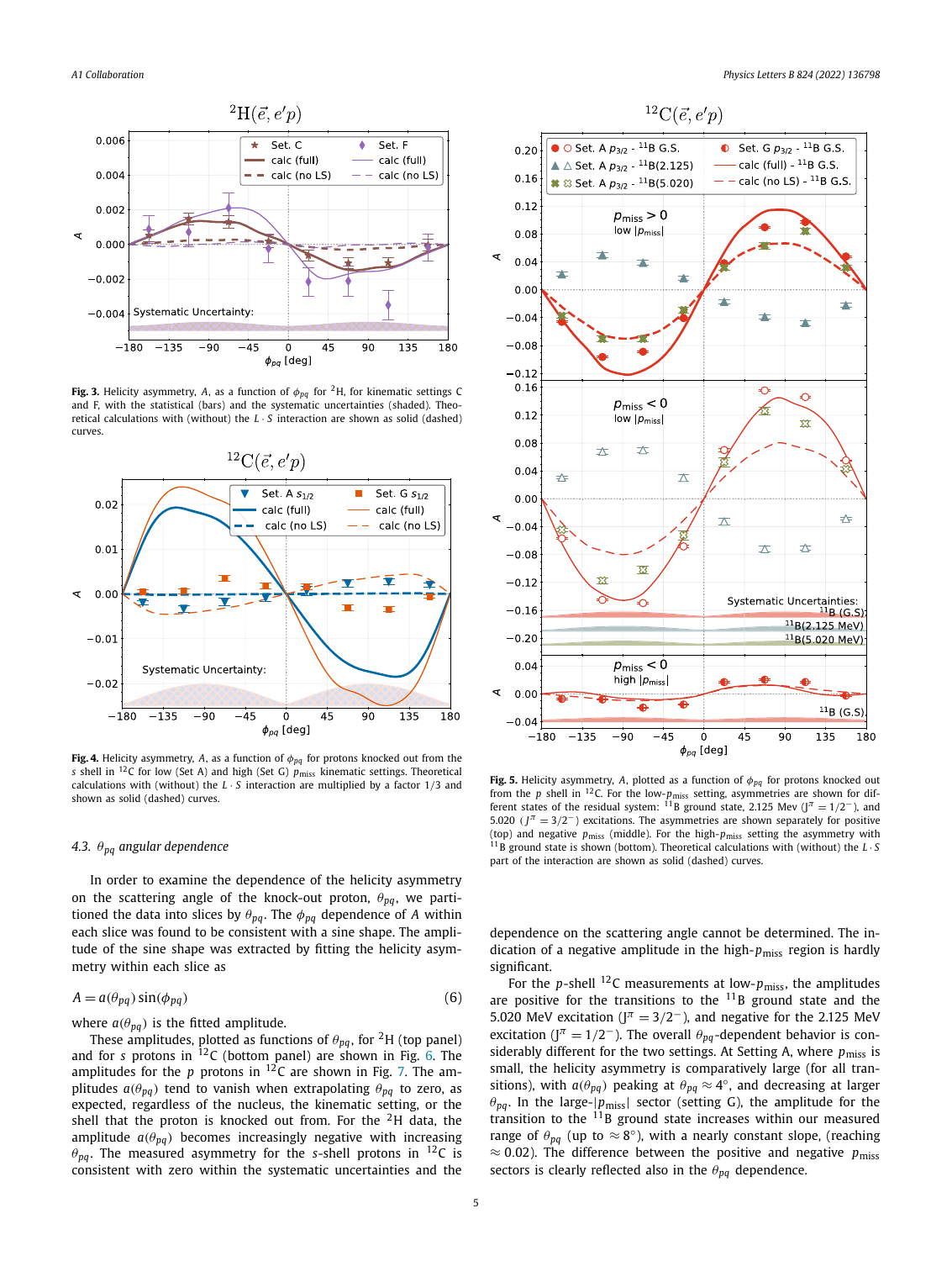**Fig. 3.** Helicity asymmetry, $A$, as a function of $\phi_{pq}$ for $^2$H, for kinematic settings C and F, with the statistical (bars) and the systematic uncertainties (shaded). Theoretical calculations with (without) the $L \cdot S$ interaction are shown as solid (dashed) curves.

**Fig. 4.** Helicity asymmetry, $A$, as a function of $\phi_{pq}$ for protons knocked out from the $s$ shell in $^{12}$C for low (Set A) and high (Set G) $p_{\text{miss}}$ kinematic settings. Theoretical calculations with (without) the $L \cdot S$ interaction are multiplied by a factor 1/3 and shown as solid (dashed) curves.

**Fig. 5.** Helicity asymmetry, $A$, plotted as a function of $\phi_{pq}$ for protons knocked out from the $p$ shell in $^{12}$C. For the low-$p_{\text{miss}}$ setting, asymmetries are shown for different states of the residual system: $^{11}$B ground state, 2.125 Mev ($J^\pi = 1/2^-$), and 5.020 ($J^\pi = 3/2^-$) excitations. The asymmetries are shown separately for positive (top) and negative $p_{\text{miss}}$ (middle). For the high-$p_{\text{miss}}$ setting the asymmetry with $^{11}$B ground state is shown (bottom). Theoretical calculations with (without) the $L \cdot S$ part of the interaction are shown as solid (dashed) curves.

### 4.3. $\theta_{pq}$ angular dependence

In order to examine the dependence of the helicity asymmetry on the scattering angle of the knock-out proton, $\theta_{pq}$, we partitioned the data into slices by $\theta_{pq}$. The $\phi_{pq}$ dependence of $A$ within each slice was found to be consistent with a sine shape. The amplitude of the sine shape was extracted by fitting the helicity asymmetry within each slice as

$$A = a(\theta_{pq}) \sin(\phi_{pq}) \tag{6}$$

where $a(\theta_{pq})$ is the fitted amplitude.

These amplitudes, plotted as functions of $\theta_{pq}$, for $^2$H (top panel) and for $s$ protons in $^{12}$C (bottom panel) are shown in Fig. 6. The amplitudes for the $p$ protons in $^{12}$C are shown in Fig. 7. The amplitudes $a(\theta_{pq})$ tend to vanish when extrapolating $\theta_{pq}$ to zero, as expected, regardless of the nucleus, the kinematic setting, or the shell that the proton is knocked out from. For the $^2$H data, the amplitude $a(\theta_{pq})$ becomes increasingly negative with increasing $\theta_{pq}$. The measured asymmetry for the $s$-shell protons in $^{12}$C is consistent with zero within the systematic uncertainties and the dependence on the scattering angle cannot be determined. The indication of a negative amplitude in the high-$p_{\text{miss}}$ region is hardly significant.

For the $p$-shell $^{12}$C measurements at low-$p_{\text{miss}}$, the amplitudes are positive for the transitions to the $^{11}$B ground state and the 5.020 MeV excitation ($J^\pi = 3/2^-$), and negative for the 2.125 MeV excitation ($J^\pi = 1/2^-$). The overall $\theta_{pq}$-dependent behavior is considerably different for the two settings. At Setting A, where $p_{\text{miss}}$ is small, the helicity asymmetry is comparatively large (for all transitions), with $a(\theta_{pq})$ peaking at $\theta_{pq} \approx 4°$, and decreasing at larger $\theta_{pq}$. In the large-$|p_{\text{miss}}|$ sector (setting G), the amplitude for the transition to the $^{11}$B ground state increases within our measured range of $\theta_{pq}$ (up to $\approx 8°$), with a nearly constant slope, (reaching $\approx 0.02$). The difference between the positive and negative $p_{\text{miss}}$ sectors is clearly reflected also in the $\theta_{pq}$ dependence.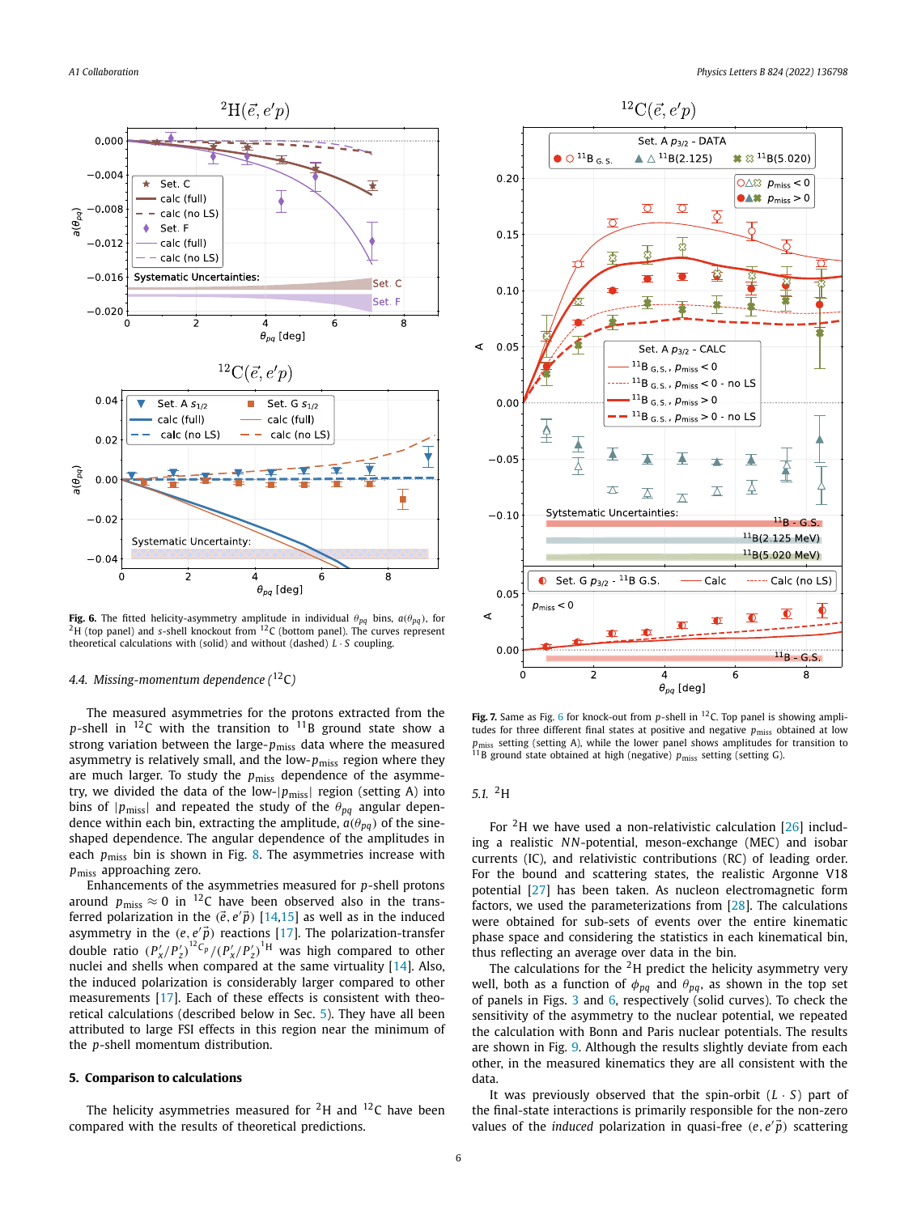**Fig. 6.** The fitted helicity-asymmetry amplitude in individual $\theta_{pq}$ bins, $a(\theta_{pq})$, for $^2$H (top panel) and $s$-shell knockout from $^{12}$C (bottom panel). The curves represent theoretical calculations with (solid) and without (dashed) $L \cdot S$ coupling.

**Fig. 7.** Same as Fig. 6 for knock-out from $p$-shell in $^{12}$C. Top panel is showing amplitudes for three different final states at positive and negative $p_{\mathrm{miss}}$ obtained at low $p_{\mathrm{miss}}$ setting (setting A), while the lower panel shows amplitudes for transition to $^{11}$B ground state obtained at high (negative) $p_{\mathrm{miss}}$ setting (setting G).

### 4.4. Missing-momentum dependence ($^{12}$C)

The measured asymmetries for the protons extracted from the $p$-shell in $^{12}$C with the transition to $^{11}$B ground state show a strong variation between the large-$p_{\mathrm{miss}}$ data where the measured asymmetry is relatively small, and the low-$p_{\mathrm{miss}}$ region where they are much larger. To study the $p_{\mathrm{miss}}$ dependence of the asymmetry, we divided the data of the low-$|p_{\mathrm{miss}}|$ region (setting A) into bins of $|p_{\mathrm{miss}}|$ and repeated the study of the $\theta_{pq}$ angular dependence within each bin, extracting the amplitude, $a(\theta_{pq})$ of the sine-shaped dependence. The angular dependence of the amplitudes in each $p_{\mathrm{miss}}$ bin is shown in Fig. 8. The asymmetries increase with $p_{\mathrm{miss}}$ approaching zero.

Enhancements of the asymmetries measured for $p$-shell protons around $p_{\mathrm{miss}} \approx 0$ in $^{12}$C have been observed also in the transferred polarization in the $(\vec{e}, e'\vec{p})$ [14,15] as well as in the induced asymmetry in the $(e, e'\vec{p})$ reactions [17]. The polarization-transfer double ratio $(P'_x/P'_z)^{^{12}C_p}/(P'_x/P'_z)^{^{1}H}$ was high compared to other nuclei and shells when compared at the same virtuality [14]. Also, the induced polarization is considerably larger compared to other measurements [17]. Each of these effects is consistent with theoretical calculations (described below in Sec. 5). They have all been attributed to large FSI effects in this region near the minimum of the $p$-shell momentum distribution.

## 5. Comparison to calculations

The helicity asymmetries measured for $^2$H and $^{12}$C have been compared with the results of theoretical predictions.

### 5.1. $^2$H

For $^2$H we have used a non-relativistic calculation [26] including a realistic $NN$-potential, meson-exchange (MEC) and isobar currents (IC), and relativistic contributions (RC) of leading order. For the bound and scattering states, the realistic Argonne V18 potential [27] has been taken. As nucleon electromagnetic form factors, we used the parameterizations from [28]. The calculations were obtained for sub-sets of events over the entire kinematic phase space and considering the statistics in each kinematical bin, thus reflecting an average over data in the bin.

The calculations for the $^2$H predict the helicity asymmetry very well, both as a function of $\phi_{pq}$ and $\theta_{pq}$, as shown in the top set of panels in Figs. 3 and 6, respectively (solid curves). To check the sensitivity of the asymmetry to the nuclear potential, we repeated the calculation with Bonn and Paris nuclear potentials. The results are shown in Fig. 9. Although the results slightly deviate from each other, in the measured kinematics they are all consistent with the data.

It was previously observed that the spin-orbit ($L \cdot S$) part of the final-state interactions is primarily responsible for the non-zero values of the *induced* polarization in quasi-free $(e, e'\vec{p})$ scattering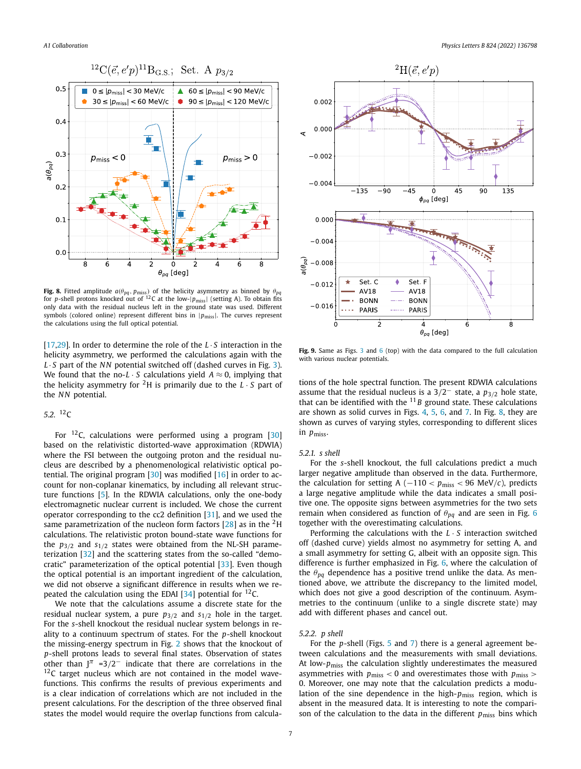Fig. 8. Fitted amplitude $a(\theta_{pq}, p_{miss})$ of the helicity asymmetry as binned by $\theta_{pq}$ for $p$-shell protons knocked out of $^{12}$C at the low-$|p_{miss}|$ (setting A). To obtain fits only data with the residual nucleus left in the ground state was used. Different symbols (colored online) represent different bins in $|p_{miss}|$. The curves represent the calculations using the full optical potential.

Fig. 9. Same as Figs. 3 and 6 (top) with the data compared to the full calculation with various nuclear potentials.

[17,29]. In order to determine the role of the $L \cdot S$ interaction in the helicity asymmetry, we performed the calculations again with the $L \cdot S$ part of the $NN$ potential switched off (dashed curves in Fig. 3). We found that the no-$L \cdot S$ calculations yield $A \approx 0$, implying that the helicity asymmetry for $^2$H is primarily due to the $L \cdot S$ part of the $NN$ potential.

### 5.2. $^{12}$C

For $^{12}$C, calculations were performed using a program [30] based on the relativistic distorted-wave approximation (RDWIA) where the FSI between the outgoing proton and the residual nucleus are described by a phenomenological relativistic optical potential. The original program [30] was modified [16] in order to account for non-coplanar kinematics, by including all relevant structure functions [5]. In the RDWIA calculations, only the one-body electromagnetic nuclear current is included. We chose the current operator corresponding to the cc2 definition [31], and we used the same parametrization of the nucleon form factors [28] as in the $^2$H calculations. The relativistic proton bound-state wave functions for the $p_{3/2}$ and $s_{1/2}$ states were obtained from the NL-SH parameterization [32] and the scattering states from the so-called "democratic" parameterization of the optical potential [33]. Even though the optical potential is an important ingredient of the calculation, we did not observe a significant difference in results when we repeated the calculation using the EDAI [34] potential for $^{12}$C.

We note that the calculations assume a discrete state for the residual nuclear system, a pure $p_{3/2}$ and $s_{1/2}$ hole in the target. For the $s$-shell knockout the residual nuclear system belongs in reality to a continuum spectrum of states. For the $p$-shell knockout the missing-energy spectrum in Fig. 2 shows that the knockout of $p$-shell protons leads to several final states. Observation of states other than $J^\pi = 3/2^-$ indicate that there are correlations in the $^{12}$C target nucleus which are not contained in the model wavefunctions. This confirms the results of previous experiments and is a clear indication of correlations which are not included in the present calculations. For the description of the three observed final states the model would require the overlap functions from calculations of the hole spectral function. The present RDWIA calculations assume that the residual nucleus is a $3/2^-$ state, a $p_{3/2}$ hole state, that can be identified with the $^{11}B$ ground state. These calculations are shown as solid curves in Figs. 4, 5, 6, and 7. In Fig. 8, they are shown as curves of varying styles, corresponding to different slices in $p_{miss}$.

#### 5.2.1. s shell

For the $s$-shell knockout, the full calculations predict a much larger negative amplitude than observed in the data. Furthermore, the calculation for setting A ($-110 < p_{miss} < 96$ MeV/$c$), predicts a large negative amplitude while the data indicates a small positive one. The opposite signs between asymmetries for the two sets remain when considered as function of $\theta_{pq}$ and are seen in Fig. 6 together with the overestimating calculations.

Performing the calculations with the $L \cdot S$ interaction switched off (dashed curve) yields almost no asymmetry for setting A, and a small asymmetry for setting G, albeit with an opposite sign. This difference is further emphasized in Fig. 6, where the calculation of the $\theta_{pq}$ dependence has a positive trend unlike the data. As mentioned above, we attribute the discrepancy to the limited model, which does not give a good description of the continuum. Asymmetries to the continuum (unlike to a single discrete state) may add with different phases and cancel out.

#### 5.2.2. p shell

For the $p$-shell (Figs. 5 and 7) there is a general agreement between calculations and the measurements with small deviations. At low-$p_{miss}$ the calculation slightly underestimates the measured asymmetries with $p_{miss} < 0$ and overestimates those with $p_{miss} > 0$. Moreover, one may note that the calculation predicts a modulation of the sine dependence in the high-$p_{miss}$ region, which is absent in the measured data. It is interesting to note the comparison of the calculation to the data in the different $p_{miss}$ bins which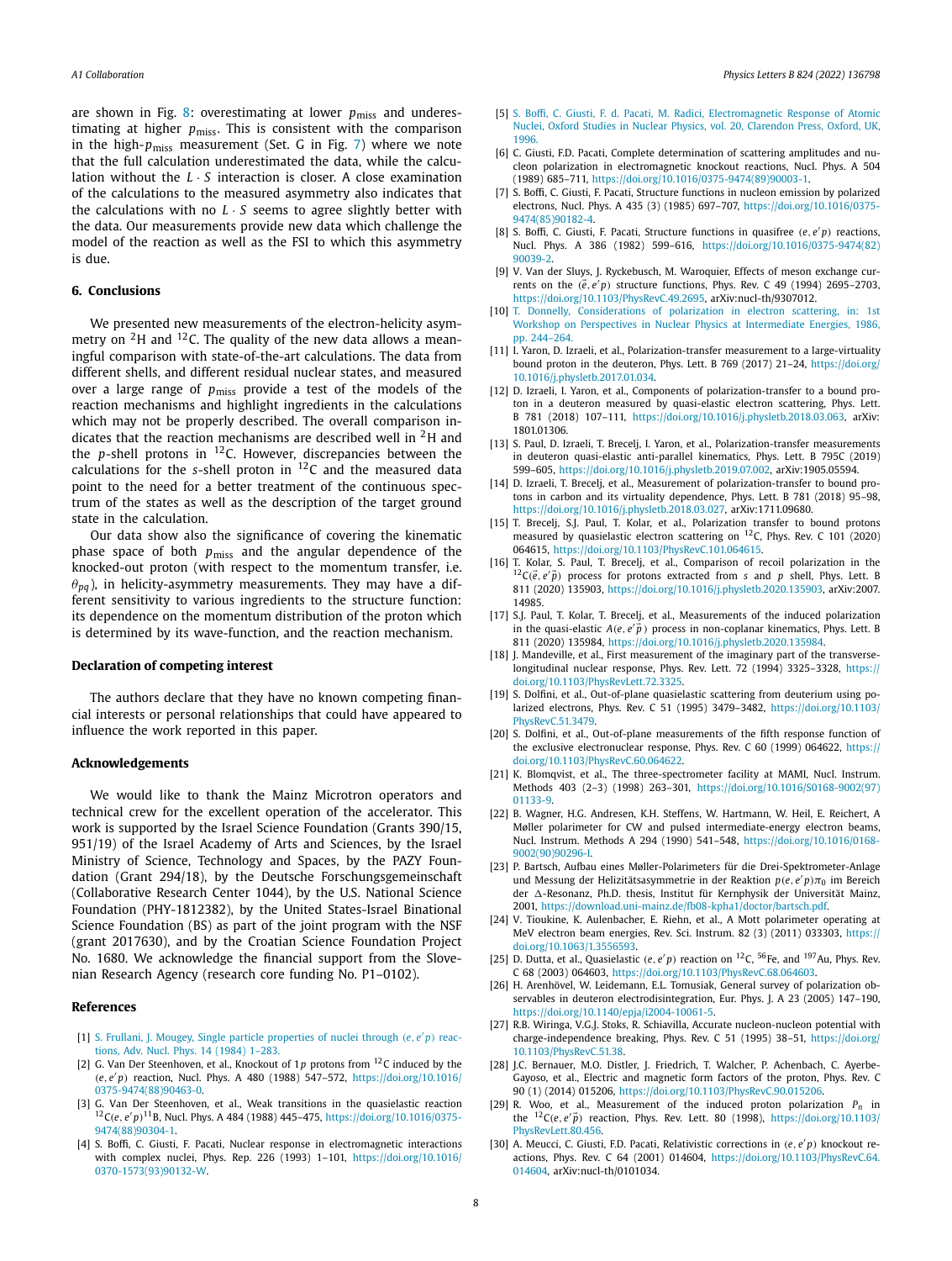are shown in Fig. 8: overestimating at lower $p_{\text{miss}}$ and underestimating at higher $p_{\text{miss}}$. This is consistent with the comparison in the high-$p_{\text{miss}}$ measurement (Set. G in Fig. 7) where we note that the full calculation underestimated the data, while the calculation without the $L \cdot S$ interaction is closer. A close examination of the calculations to the measured asymmetry also indicates that the calculations with no $L \cdot S$ seems to agree slightly better with the data. Our measurements provide new data which challenge the model of the reaction as well as the FSI to which this asymmetry is due.

## 6. Conclusions

We presented new measurements of the electron-helicity asymmetry on $^{2}$H and $^{12}$C. The quality of the new data allows a meaningful comparison with state-of-the-art calculations. The data from different shells, and different residual nuclear states, and measured over a large range of $p_{\text{miss}}$ provide a test of the models of the reaction mechanisms and highlight ingredients in the calculations which may not be properly described. The overall comparison indicates that the reaction mechanisms are described well in $^{2}$H and the $p$-shell protons in $^{12}$C. However, discrepancies between the calculations for the $s$-shell proton in $^{12}$C and the measured data point to the need for a better treatment of the continuous spectrum of the states as well as the description of the target ground state in the calculation.

Our data show also the significance of covering the kinematic phase space of both $p_{\text{miss}}$ and the angular dependence of the knocked-out proton (with respect to the momentum transfer, i.e. $\theta_{pq}$), in helicity-asymmetry measurements. They may have a different sensitivity to various ingredients to the structure function: its dependence on the momentum distribution of the proton which is determined by its wave-function, and the reaction mechanism.

### Declaration of competing interest

The authors declare that they have no known competing financial interests or personal relationships that could have appeared to influence the work reported in this paper.

### Acknowledgements

We would like to thank the Mainz Microtron operators and technical crew for the excellent operation of the accelerator. This work is supported by the Israel Science Foundation (Grants 390/15, 951/19) of the Israel Academy of Arts and Sciences, by the Israel Ministry of Science, Technology and Spaces, by the PAZY Foundation (Grant 294/18), by the Deutsche Forschungsgemeinschaft (Collaborative Research Center 1044), by the U.S. National Science Foundation (PHY-1812382), by the United States-Israel Binational Science Foundation (BS) as part of the joint program with the NSF (grant 2017630), and by the Croatian Science Foundation Project No. 1680. We acknowledge the financial support from the Slovenian Research Agency (research core funding No. P1–0102).

### References

[1] S. Frullani, J. Mougey, Single particle properties of nuclei through $(e,e'p)$ reactions, Adv. Nucl. Phys. 14 (1984) 1–283.

[2] G. Van Der Steenhoven, et al., Knockout of $1p$ protons from $^{12}$C induced by the $(e,e'p)$ reaction, Nucl. Phys. A 480 (1988) 547–572, https://doi.org/10.1016/0375-9474(88)90463-0.

[3] G. Van Der Steenhoven, et al., Weak transitions in the quasielastic reaction $^{12}$C$(e,e'p)^{11}$B, Nucl. Phys. A 484 (1988) 445–475, https://doi.org/10.1016/0375-9474(88)90304-1.

[4] S. Boffi, C. Giusti, F. Pacati, Nuclear response in electromagnetic interactions with complex nuclei, Phys. Rep. 226 (1993) 1–101, https://doi.org/10.1016/0370-1573(93)90132-W.

[5] S. Boffi, C. Giusti, F. d. Pacati, M. Radici, Electromagnetic Response of Atomic Nuclei, Oxford Studies in Nuclear Physics, vol. 20, Clarendon Press, Oxford, UK, 1996.

[6] C. Giusti, F.D. Pacati, Complete determination of scattering amplitudes and nucleon polarization in electromagnetic knockout reactions, Nucl. Phys. A 504 (1989) 685–711, https://doi.org/10.1016/0375-9474(89)90003-1.

[7] S. Boffi, C. Giusti, F. Pacati, Structure functions in nucleon emission by polarized electrons, Nucl. Phys. A 435 (3) (1985) 697–707, https://doi.org/10.1016/0375-9474(85)90182-4.

[8] S. Boffi, C. Giusti, F. Pacati, Structure functions in quasifree $(e,e'p)$ reactions, Nucl. Phys. A 386 (1982) 599–616, https://doi.org/10.1016/0375-9474(82)90039-2.

[9] V. Van der Sluys, J. Ryckebusch, M. Waroquier, Effects of meson exchange currents on the $(\vec{e},e'p)$ structure functions, Phys. Rev. C 49 (1994) 2695–2703, https://doi.org/10.1103/PhysRevC.49.2695, arXiv:nucl-th/9307012.

[10] T. Donnelly, Considerations of polarization in electron scattering, in: 1st Workshop on Perspectives in Nuclear Physics at Intermediate Energies, 1986, pp. 244–264.

[11] I. Yaron, D. Izraeli, et al., Polarization-transfer measurement to a large-virtuality bound proton in the deuteron, Phys. Lett. B 769 (2017) 21–24, https://doi.org/10.1016/j.physletb.2017.01.034.

[12] D. Izraeli, I. Yaron, et al., Components of polarization-transfer to a bound proton in a deuteron measured by quasi-elastic electron scattering, Phys. Lett. B 781 (2018) 107–111, https://doi.org/10.1016/j.physletb.2018.03.063, arXiv:1801.01306.

[13] S. Paul, D. Izraeli, T. Brecelj, I. Yaron, et al., Polarization-transfer measurements in deuteron quasi-elastic anti-parallel kinematics, Phys. Lett. B 795C (2019) 599–605, https://doi.org/10.1016/j.physletb.2019.07.002, arXiv:1905.05594.

[14] D. Izraeli, T. Brecelj, et al., Measurement of polarization-transfer to bound protons in carbon and its virtuality dependence, Phys. Lett. B 781 (2018) 95–98, https://doi.org/10.1016/j.physletb.2018.03.027, arXiv:1711.09680.

[15] T. Brecelj, S.J. Paul, T. Kolar, et al., Polarization transfer to bound protons measured by quasielastic electron scattering on $^{12}$C, Phys. Rev. C 101 (2020) 064615, https://doi.org/10.1103/PhysRevC.101.064615.

[16] T. Kolar, S. Paul, T. Brecelj, et al., Comparison of recoil polarization in the $^{12}$C$(\vec{e},e'\vec{p})$ process for protons extracted from $s$ and $p$ shell, Phys. Lett. B 811 (2020) 135903, https://doi.org/10.1016/j.physletb.2020.135903, arXiv:2007.14985.

[17] S.J. Paul, T. Kolar, T. Brecelj, et al., Measurements of the induced polarization in the quasi-elastic $A(e,e'\vec{p})$ process in non-coplanar kinematics, Phys. Lett. B 811 (2020) 135984, https://doi.org/10.1016/j.physletb.2020.135984.

[18] J. Mandeville, et al., First measurement of the imaginary part of the transverse-longitudinal nuclear response, Phys. Rev. Lett. 72 (1994) 3325–3328, https://doi.org/10.1103/PhysRevLett.72.3325.

[19] S. Dolfini, et al., Out-of-plane quasielastic scattering from deuterium using polarized electrons, Phys. Rev. C 51 (1995) 3479–3482, https://doi.org/10.1103/PhysRevC.51.3479.

[20] S. Dolfini, et al., Out-of-plane measurements of the fifth response function of the exclusive electronuclear response, Phys. Rev. C 60 (1999) 064622, https://doi.org/10.1103/PhysRevC.60.064622.

[21] K. Blomqvist, et al., The three-spectrometer facility at MAMI, Nucl. Instrum. Methods 403 (2–3) (1998) 263–301, https://doi.org/10.1016/S0168-9002(97)01133-9.

[22] B. Wagner, H.G. Andresen, K.H. Steffens, W. Hartmann, W. Heil, E. Reichert, A Møller polarimeter for CW and pulsed intermediate-energy electron beams, Nucl. Instrum. Methods A 294 (1990) 541–548, https://doi.org/10.1016/0168-9002(90)90296-I.

[23] P. Bartsch, Aufbau eines Møller-Polarimeters für die Drei-Spektrometer-Anlage und Messung der Helizitätsasymmetrie in der Reaktion $p(e,e'p)\pi_0$ im Bereich der $\Delta$-Resonanz, Ph.D. thesis, Institut für Kernphysik der Universität Mainz, 2001, https://download.uni-mainz.de/fb08-kpha1/doctor/bartsch.pdf.

[24] V. Tioukine, K. Aulenbacher, E. Riehn, et al., A Mott polarimeter operating at MeV electron beam energies, Rev. Sci. Instrum. 82 (3) (2011) 033303, https://doi.org/10.1063/1.3556593.

[25] D. Dutta, et al., Quasielastic $(e,e'p)$ reaction on $^{12}$C, $^{56}$Fe, and $^{197}$Au, Phys. Rev. C 68 (2003) 064603, https://doi.org/10.1103/PhysRevC.68.064603.

[26] H. Arenhövel, W. Leidemann, E.L. Tomusiak, General survey of polarization observables in deuteron electrodisintegration, Eur. Phys. J. A 23 (2005) 147–190, https://doi.org/10.1140/epja/i2004-10061-5.

[27] R.B. Wiringa, V.G.J. Stoks, R. Schiavilla, Accurate nucleon-nucleon potential with charge-independence breaking, Phys. Rev. C 51 (1995) 38–51, https://doi.org/10.1103/PhysRevC.51.38.

[28] J.C. Bernauer, M.O. Distler, J. Friedrich, T. Walcher, P. Achenbach, C. Ayerbe-Gayoso, et al., Electric and magnetic form factors of the proton, Phys. Rev. C 90 (1) (2014) 015206, https://doi.org/10.1103/PhysRevC.90.015206.

[29] R. Woo, et al., Measurement of the induced proton polarization $P_n$ in the $^{12}$C$(e,e'\vec{p})$ reaction, Phys. Rev. Lett. 80 (1998), https://doi.org/10.1103/PhysRevLett.80.456.

[30] A. Meucci, C. Giusti, F.D. Pacati, Relativistic corrections in $(e,e'p)$ knockout reactions, Phys. Rev. C 64 (2001) 014604, https://doi.org/10.1103/PhysRevC.64.014604, arXiv:nucl-th/0101034.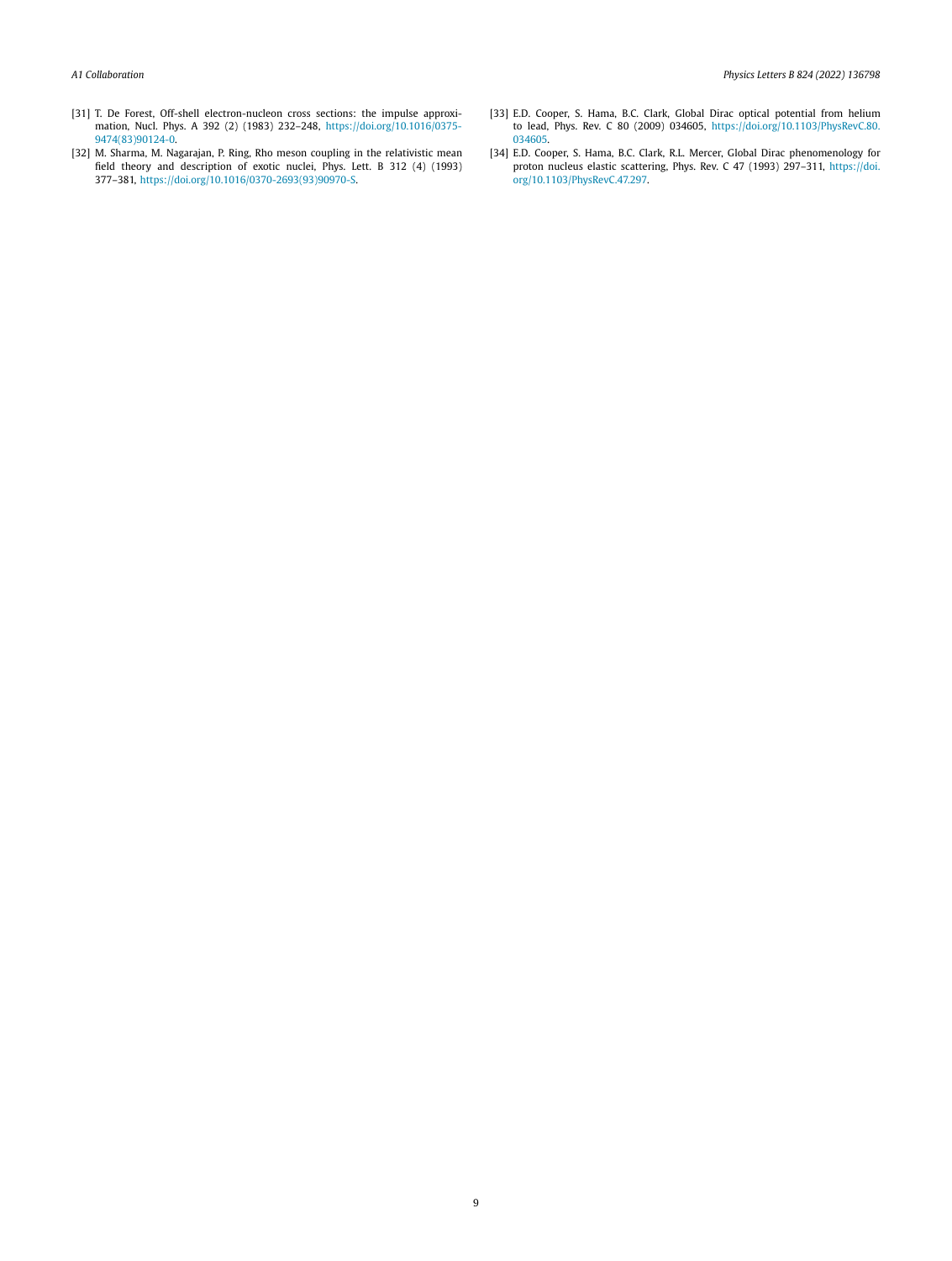[31] T. De Forest, Off-shell electron-nucleon cross sections: the impulse approximation, Nucl. Phys. A 392 (2) (1983) 232–248, https://doi.org/10.1016/0375-9474(83)90124-0.

[32] M. Sharma, M. Nagarajan, P. Ring, Rho meson coupling in the relativistic mean field theory and description of exotic nuclei, Phys. Lett. B 312 (4) (1993) 377–381, https://doi.org/10.1016/0370-2693(93)90970-S.

[33] E.D. Cooper, S. Hama, B.C. Clark, Global Dirac optical potential from helium to lead, Phys. Rev. C 80 (2009) 034605, https://doi.org/10.1103/PhysRevC.80.034605.

[34] E.D. Cooper, S. Hama, B.C. Clark, R.L. Mercer, Global Dirac phenomenology for proton nucleus elastic scattering, Phys. Rev. C 47 (1993) 297–311, https://doi.org/10.1103/PhysRevC.47.297.